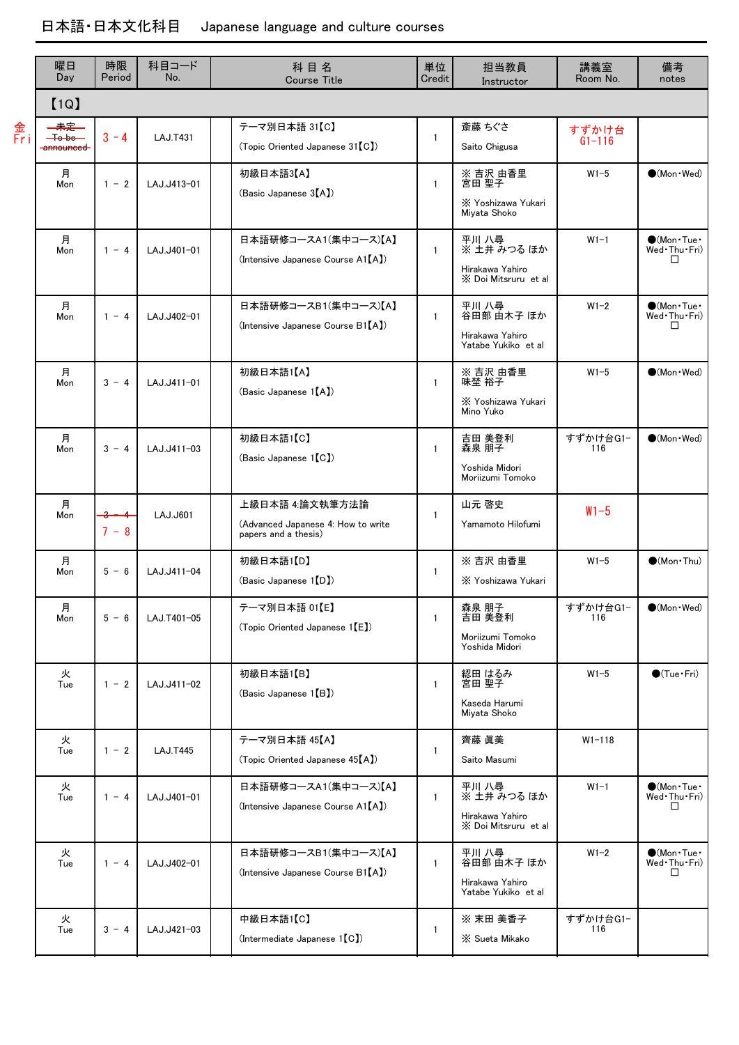# 日本語・日本文化科目　Japanese language and culture courses

| 曜日 Day | 時限 Period | 科目コード No. | 科 目 名 Course Title | 単位 Credit | 担当教員 Instructor | 講義室 Room No. | 備考 notes |
|---|---|---|---|---|---|---|---|
| 【1Q】 | | | | | | | |
| ~~未定 To be announced~~ 金 Fri | 3 － 4 | LAJ.T431 | テーマ別日本語 31【C】 (Topic Oriented Japanese 31【C】) | 1 | 斎藤 ちぐさ Saito Chigusa | すずかけ台 G1-116 | |
| 月 Mon | 1 － 2 | LAJ.J413-01 | 初級日本語3【A】 (Basic Japanese 3【A】) | 1 | ※ 吉沢 由香里 宮田 聖子 ※ Yoshizawa Yukari Miyata Shoko | W1-5 | ●(Mon・Wed) |
| 月 Mon | 1 － 4 | LAJ.J401-01 | 日本語研修コースA1(集中コース)【A】 (Intensive Japanese Course A1【A】) | 1 | 平川 八尋 ※ 土井 みつる ほか Hirakawa Yahiro ※ Doi Mitsruru et al | W1-1 | ●(Mon・Tue・Wed・Thu・Fri) □ |
| 月 Mon | 1 － 4 | LAJ.J402-01 | 日本語研修コースB1(集中コース)【A】 (Intensive Japanese Course B1【A】) | 1 | 平川 八尋 谷田部 由木子 ほか Hirakawa Yahiro Yatabe Yukiko et al | W1-2 | ●(Mon・Tue・Wed・Thu・Fri) □ |
| 月 Mon | 3 － 4 | LAJ.J411-01 | 初級日本語1【A】 (Basic Japanese 1【A】) | 1 | ※ 吉沢 由香里 味埜 裕子 ※ Yoshizawa Yukari Mino Yuko | W1-5 | ●(Mon・Wed) |
| 月 Mon | 3 － 4 | LAJ.J411-03 | 初級日本語1【C】 (Basic Japanese 1【C】) | 1 | 吉田 美登利 森泉 朋子 Yoshida Midori Moriizumi Tomoko | すずかけ台G1-116 | ●(Mon・Wed) |
| 月 Mon | ~~3 － 4~~ 7 － 8 | LAJ.J601 | 上級日本語 4:論文執筆方法論 (Advanced Japanese 4: How to write papers and a thesis) | 1 | 山元 啓史 Yamamoto Hilofumi | W1-5 | |
| 月 Mon | 5 － 6 | LAJ.J411-04 | 初級日本語1【D】 (Basic Japanese 1【D】) | 1 | ※ 吉沢 由香里 ※ Yoshizawa Yukari | W1-5 | ●(Mon・Thu) |
| 月 Mon | 5 － 6 | LAJ.T401-05 | テーマ別日本語 01【E】 (Topic Oriented Japanese 1【E】) | 1 | 森泉 朋子 吉田 美登利 Moriizumi Tomoko Yoshida Midori | すずかけ台G1-116 | ●(Mon・Wed) |
| 火 Tue | 1 － 2 | LAJ.J411-02 | 初級日本語1【B】 (Basic Japanese 1【B】) | 1 | 綛田 はるみ 宮田 聖子 Kaseda Harumi Miyata Shoko | W1-5 | ●(Tue・Fri) |
| 火 Tue | 1 － 2 | LAJ.T445 | テーマ別日本語 45【A】 (Topic Oriented Japanese 45【A】) | 1 | 齊藤 眞美 Saito Masumi | W1-118 | |
| 火 Tue | 1 － 4 | LAJ.J401-01 | 日本語研修コースA1(集中コース)【A】 (Intensive Japanese Course A1【A】) | 1 | 平川 八尋 ※ 土井 みつる ほか Hirakawa Yahiro ※ Doi Mitsruru et al | W1-1 | ●(Mon・Tue・Wed・Thu・Fri) □ |
| 火 Tue | 1 － 4 | LAJ.J402-01 | 日本語研修コースB1(集中コース)【A】 (Intensive Japanese Course B1【A】) | 1 | 平川 八尋 谷田部 由木子 ほか Hirakawa Yahiro Yatabe Yukiko et al | W1-2 | ●(Mon・Tue・Wed・Thu・Fri) □ |
| 火 Tue | 3 － 4 | LAJ.J421-03 | 中級日本語1【C】 (Intermediate Japanese 1【C】) | 1 | ※ 末田 美香子 ※ Sueta Mikako | すずかけ台G1-116 | |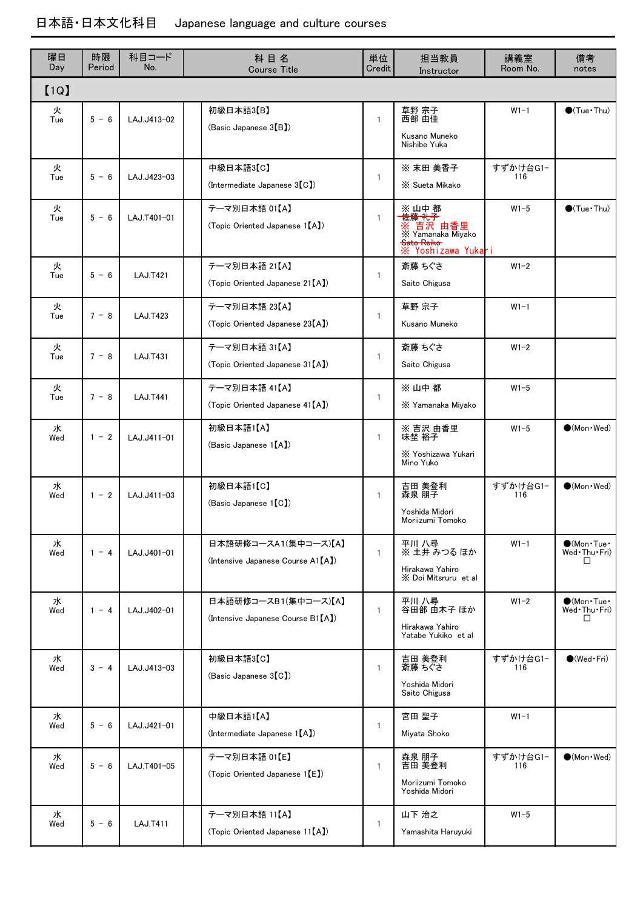# 日本語・日本文化科目　Japanese language and culture courses

| 曜日 Day | 時限 Period | 科目コード No. | 科 目 名 Course Title | 単位 Credit | 担当教員 Instructor | 講義室 Room No. | 備考 notes |
|---|---|---|---|---|---|---|---|
| 【1Q】 | | | | | | | |
| 火 Tue | 5 － 6 | LAJ.J413-02 | 初級日本語3【B】 (Basic Japanese 3【B】) | 1 | 草野 宗子 西部 由佳 Kusano Muneko Nishibe Yuka | W1-1 | ●(Tue・Thu) |
| 火 Tue | 5 － 6 | LAJ.J423-03 | 中級日本語3【C】 (Intermediate Japanese 3【C】) | 1 | ※ 末田 美香子 ※ Sueta Mikako | すずかけ台G1-116 | |
| 火 Tue | 5 － 6 | LAJ.T401-01 | テーマ別日本語 01【A】 (Topic Oriented Japanese 1【A】) | 1 | ※ 山中 都 ~~佐藤 礼子~~ ※ 吉沢 由香里 ※ Yamanaka Miyako ~~Sato Reiko~~ ※ Yoshizawa Yukari | W1-5 | ●(Tue・Thu) |
| 火 Tue | 5 － 6 | LAJ.T421 | テーマ別日本語 21【A】 (Topic Oriented Japanese 21【A】) | 1 | 斎藤 ちぐさ Saito Chigusa | W1-2 | |
| 火 Tue | 7 － 8 | LAJ.T423 | テーマ別日本語 23【A】 (Topic Oriented Japanese 23【A】) | 1 | 草野 宗子 Kusano Muneko | W1-1 | |
| 火 Tue | 7 － 8 | LAJ.T431 | テーマ別日本語 31【A】 (Topic Oriented Japanese 31【A】) | 1 | 斎藤 ちぐさ Saito Chigusa | W1-2 | |
| 火 Tue | 7 － 8 | LAJ.T441 | テーマ別日本語 41【A】 (Topic Oriented Japanese 41【A】) | 1 | ※ 山中 都 ※ Yamanaka Miyako | W1-5 | |
| 水 Wed | 1 － 2 | LAJ.J411-01 | 初級日本語1【A】 (Basic Japanese 1【A】) | 1 | ※ 吉沢 由香里 味埜 裕子 ※ Yoshizawa Yukari Mino Yuko | W1-5 | ●(Mon・Wed) |
| 水 Wed | 1 － 2 | LAJ.J411-03 | 初級日本語1【C】 (Basic Japanese 1【C】) | 1 | 吉田 美登利 森泉 朋子 Yoshida Midori Moriizumi Tomoko | すずかけ台G1-116 | ●(Mon・Wed) |
| 水 Wed | 1 － 4 | LAJ.J401-01 | 日本語研修コースA1(集中コース)【A】 (Intensive Japanese Course A1【A】) | 1 | 平川 八尋 ※ 土井 みつる ほか Hirakawa Yahiro ※ Doi Mitsruru et al | W1-1 | ●(Mon・Tue・Wed・Thu・Fri) □ |
| 水 Wed | 1 － 4 | LAJ.J402-01 | 日本語研修コースB1(集中コース)【A】 (Intensive Japanese Course B1【A】) | 1 | 平川 八尋 谷田部 由木子 ほか Hirakawa Yahiro Yatabe Yukiko et al | W1-2 | ●(Mon・Tue・Wed・Thu・Fri) □ |
| 水 Wed | 3 － 4 | LAJ.J413-03 | 初級日本語3【C】 (Basic Japanese 3【C】) | 1 | 吉田 美登利 斎藤 ちぐさ Yoshida Midori Saito Chigusa | すずかけ台G1-116 | ●(Wed・Fri) |
| 水 Wed | 5 － 6 | LAJ.J421-01 | 中級日本語1【A】 (Intermediate Japanese 1【A】) | 1 | 宮田 聖子 Miyata Shoko | W1-1 | |
| 水 Wed | 5 － 6 | LAJ.T401-05 | テーマ別日本語 01【E】 (Topic Oriented Japanese 1【E】) | 1 | 森泉 朋子 吉田 美登利 Moriizumi Tomoko Yoshida Midori | すずかけ台G1-116 | ●(Mon・Wed) |
| 水 Wed | 5 － 6 | LAJ.T411 | テーマ別日本語 11【A】 (Topic Oriented Japanese 11【A】) | 1 | 山下 治之 Yamashita Haruyuki | W1-5 | |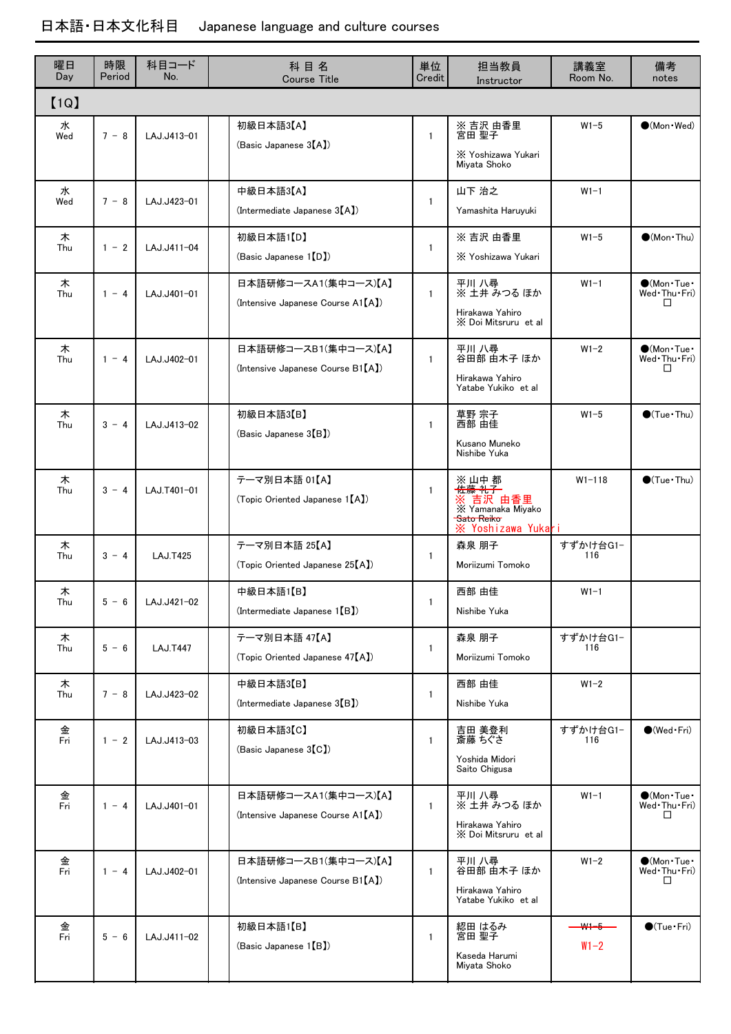# 日本語・日本文化科目　Japanese language and culture courses

| 曜日 Day | 時限 Period | 科目コード No. | 科 目 名 Course Title | 単位 Credit | 担当教員 Instructor | 講義室 Room No. | 備考 notes |
|---|---|---|---|---|---|---|---|
| 【1Q】 | | | | | | | |
| 水 Wed | 7 － 8 | LAJ.J413-01 | 初級日本語3【A】 (Basic Japanese 3【A】) | 1 | ※ 吉沢 由香里 宮田 聖子 ※ Yoshizawa Yukari Miyata Shoko | W1-5 | ●(Mon・Wed) |
| 水 Wed | 7 － 8 | LAJ.J423-01 | 中級日本語3【A】 (Intermediate Japanese 3【A】) | 1 | 山下 治之 Yamashita Haruyuki | W1-1 | |
| 木 Thu | 1 － 2 | LAJ.J411-04 | 初級日本語1【D】 (Basic Japanese 1【D】) | 1 | ※ 吉沢 由香里 ※ Yoshizawa Yukari | W1-5 | ●(Mon・Thu) |
| 木 Thu | 1 － 4 | LAJ.J401-01 | 日本語研修コースA1(集中コース)【A】 (Intensive Japanese Course A1【A】) | 1 | 平川 八尋 ※ 土井 みつる ほか Hirakawa Yahiro ※ Doi Mitsuru et al | W1-1 | ●(Mon・Tue・Wed・Thu・Fri) □ |
| 木 Thu | 1 － 4 | LAJ.J402-01 | 日本語研修コースB1(集中コース)【A】 (Intensive Japanese Course B1【A】) | 1 | 平川 八尋 谷田部 由木子 ほか Hirakawa Yahiro Yatabe Yukiko et al | W1-2 | ●(Mon・Tue・Wed・Thu・Fri) □ |
| 木 Thu | 3 － 4 | LAJ.J413-02 | 初級日本語3【B】 (Basic Japanese 3【B】) | 1 | 草野 宗子 西部 由佳 Kusano Muneko Nishibe Yuka | W1-5 | ●(Tue・Thu) |
| 木 Thu | 3 － 4 | LAJ.T401-01 | テーマ別日本語 01【A】 (Topic Oriented Japanese 1【A】) | 1 | ※ 山中 都 ~~佐藤 礼子~~ ※ 吉沢 由香里 ※ Yamanaka Miyako ~~Sato Reiko~~ ※ Yoshizawa Yukari | W1-118 | ●(Tue・Thu) |
| 木 Thu | 3 － 4 | LAJ.T425 | テーマ別日本語 25【A】 (Topic Oriented Japanese 25【A】) | 1 | 森泉 朋子 Moriizumi Tomoko | すずかけ台G1-116 | |
| 木 Thu | 5 － 6 | LAJ.J421-02 | 中級日本語1【B】 (Intermediate Japanese 1【B】) | 1 | 西部 由佳 Nishibe Yuka | W1-1 | |
| 木 Thu | 5 － 6 | LAJ.T447 | テーマ別日本語 47【A】 (Topic Oriented Japanese 47【A】) | 1 | 森泉 朋子 Moriizumi Tomoko | すずかけ台G1-116 | |
| 木 Thu | 7 － 8 | LAJ.J423-02 | 中級日本語3【B】 (Intermediate Japanese 3【B】) | 1 | 西部 由佳 Nishibe Yuka | W1-2 | |
| 金 Fri | 1 － 2 | LAJ.J413-03 | 初級日本語3【C】 (Basic Japanese 3【C】) | 1 | 吉田 美登利 斎藤 ちぐさ Yoshida Midori Saito Chigusa | すずかけ台G1-116 | ●(Wed・Fri) |
| 金 Fri | 1 － 4 | LAJ.J401-01 | 日本語研修コースA1(集中コース)【A】 (Intensive Japanese Course A1【A】) | 1 | 平川 八尋 ※ 土井 みつる ほか Hirakawa Yahiro ※ Doi Mitsuru et al | W1-1 | ●(Mon・Tue・Wed・Thu・Fri) □ |
| 金 Fri | 1 － 4 | LAJ.J402-01 | 日本語研修コースB1(集中コース)【A】 (Intensive Japanese Course B1【A】) | 1 | 平川 八尋 谷田部 由木子 ほか Hirakawa Yahiro Yatabe Yukiko et al | W1-2 | ●(Mon・Tue・Wed・Thu・Fri) □ |
| 金 Fri | 5 － 6 | LAJ.J411-02 | 初級日本語1【B】 (Basic Japanese 1【B】) | 1 | 綛田 はるみ 宮田 聖子 Kaseda Harumi Miyata Shoko | ~~W1-5~~ W1-2 | ●(Tue・Fri) |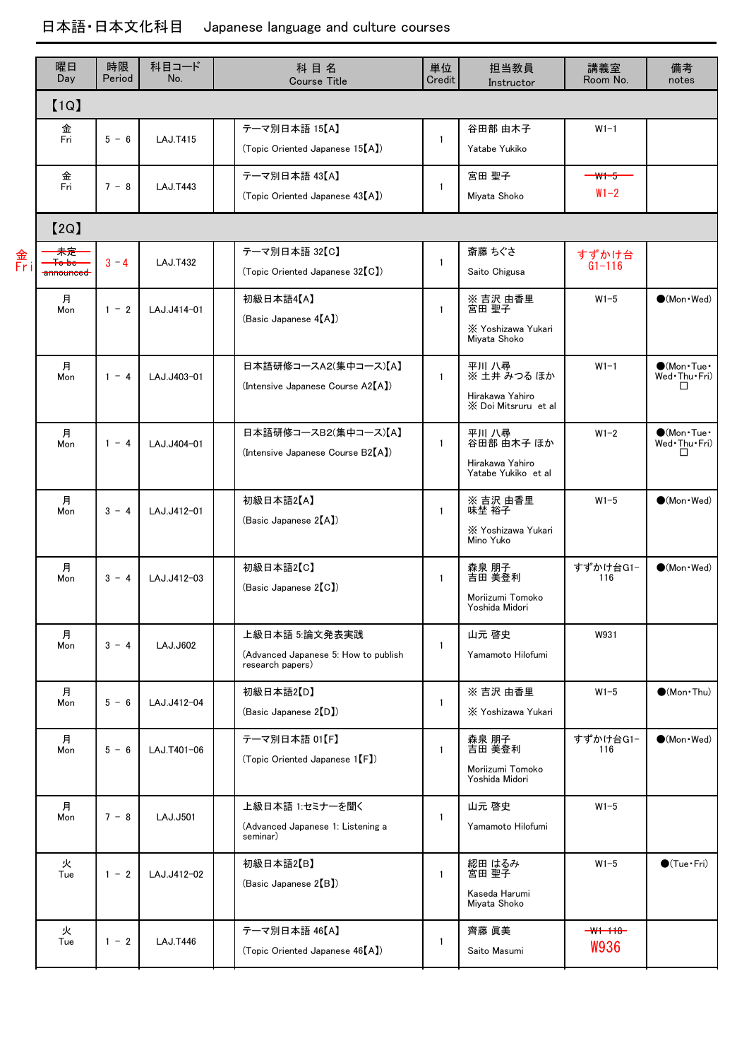## 日本語・日本文化科目　Japanese language and culture courses

| 曜日 Day | 時限 Period | 科目コード No. | | 科 目 名 Course Title | 単位 Credit | 担当教員 Instructor | 講義室 Room No. | 備考 notes |
|---|---|---|---|---|---|---|---|---|
| 【1Q】 | | | | | | | | |
| 金 Fri | 5 － 6 | LAJ.T415 | | テーマ別日本語 15【A】 (Topic Oriented Japanese 15【A】) | 1 | 谷田部 由木子 Yatabe Yukiko | W1-1 | |
| 金 Fri | 7 － 8 | LAJ.T443 | | テーマ別日本語 43【A】 (Topic Oriented Japanese 43【A】) | 1 | 宮田 聖子 Miyata Shoko | ~~W1-5~~ W1-2 | |
| 【2Q】 | | | | | | | | |
| ~~未定 To be announced~~ 金 Fri | 3 － 4 | LAJ.T432 | | テーマ別日本語 32【C】 (Topic Oriented Japanese 32【C】) | 1 | 斎藤 ちぐさ Saito Chigusa | すずかけ台 G1-116 | |
| 月 Mon | 1 － 2 | LAJ.J414-01 | | 初級日本語4【A】 (Basic Japanese 4【A】) | 1 | ※ 吉沢 由香里 宮田 聖子 ※ Yoshizawa Yukari Miyata Shoko | W1-5 | ●(Mon・Wed) |
| 月 Mon | 1 － 4 | LAJ.J403-01 | | 日本語研修コースA2(集中コース)【A】 (Intensive Japanese Course A2【A】) | 1 | 平川 八尋 ※ 土井 みつる ほか Hirakawa Yahiro ※ Doi Mitsuru et al | W1-1 | ●(Mon・Tue・Wed・Thu・Fri) □ |
| 月 Mon | 1 － 4 | LAJ.J404-01 | | 日本語研修コースB2(集中コース)【A】 (Intensive Japanese Course B2【A】) | 1 | 平川 八尋 谷田部 由木子 ほか Hirakawa Yahiro Yatabe Yukiko et al | W1-2 | ●(Mon・Tue・Wed・Thu・Fri) □ |
| 月 Mon | 3 － 4 | LAJ.J412-01 | | 初級日本語2【A】 (Basic Japanese 2【A】) | 1 | ※ 吉沢 由香里 味埜 裕子 ※ Yoshizawa Yukari Mino Yuko | W1-5 | ●(Mon・Wed) |
| 月 Mon | 3 － 4 | LAJ.J412-03 | | 初級日本語2【C】 (Basic Japanese 2【C】) | 1 | 森泉 朋子 吉田 美登利 Moriizumi Tomoko Yoshida Midori | すずかけ台G1-116 | ●(Mon・Wed) |
| 月 Mon | 3 － 4 | LAJ.J602 | | 上級日本語 5:論文発表実践 (Advanced Japanese 5: How to publish research papers) | 1 | 山元 啓史 Yamamoto Hilofumi | W931 | |
| 月 Mon | 5 － 6 | LAJ.J412-04 | | 初級日本語2【D】 (Basic Japanese 2【D】) | 1 | ※ 吉沢 由香里 ※ Yoshizawa Yukari | W1-5 | ●(Mon・Thu) |
| 月 Mon | 5 － 6 | LAJ.T401-06 | | テーマ別日本語 01【F】 (Topic Oriented Japanese 1【F】) | 1 | 森泉 朋子 吉田 美登利 Moriizumi Tomoko Yoshida Midori | すずかけ台G1-116 | ●(Mon・Wed) |
| 月 Mon | 7 － 8 | LAJ.J501 | | 上級日本語 1:セミナーを聞く (Advanced Japanese 1: Listening a seminar) | 1 | 山元 啓史 Yamamoto Hilofumi | W1-5 | |
| 火 Tue | 1 － 2 | LAJ.J412-02 | | 初級日本語2【B】 (Basic Japanese 2【B】) | 1 | 綛田 はるみ 宮田 聖子 Kaseda Harumi Miyata Shoko | W1-5 | ●(Tue・Fri) |
| 火 Tue | 1 － 2 | LAJ.T446 | | テーマ別日本語 46【A】 (Topic Oriented Japanese 46【A】) | 1 | 齊藤 眞美 Saito Masumi | ~~W1-110~~ W936 | |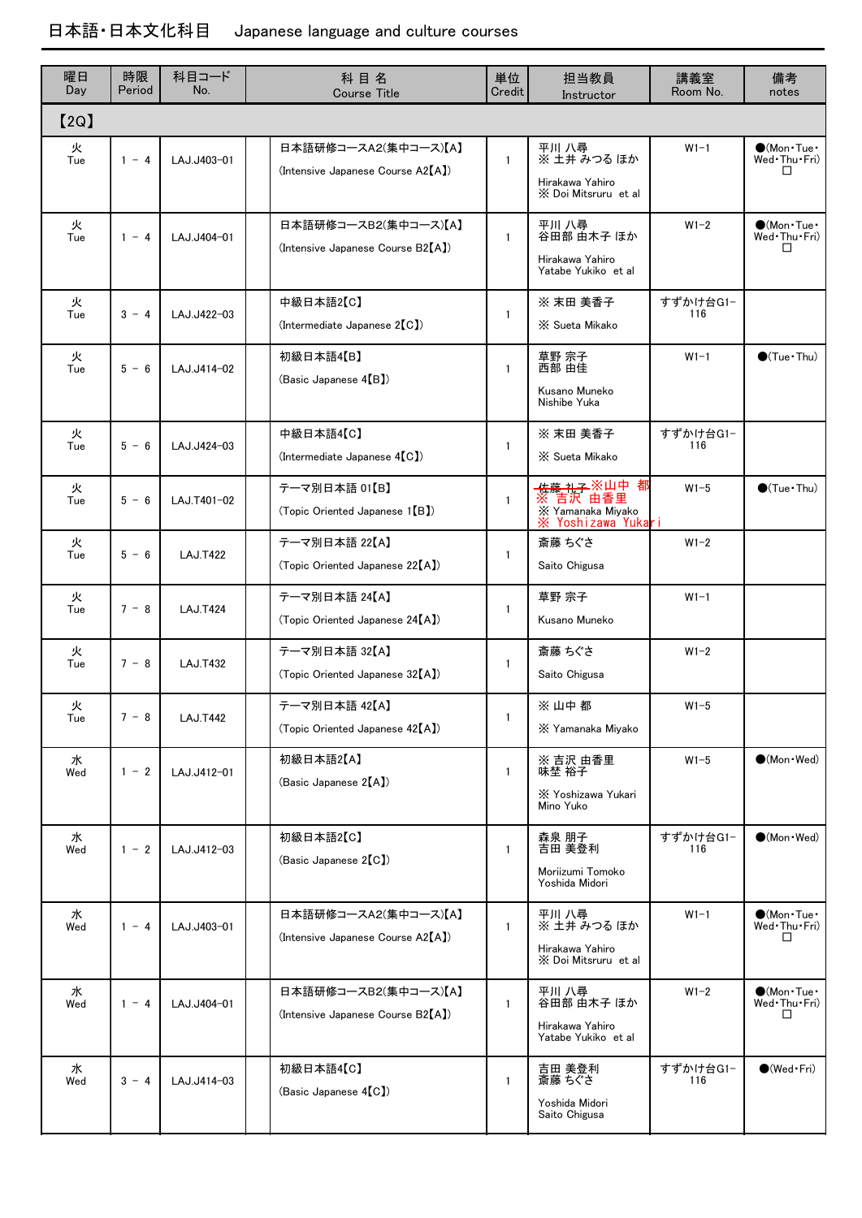# 日本語・日本文化科目　Japanese language and culture courses

| 曜日 Day | 時限 Period | 科目コード No. | | 科 目 名 Course Title | 単位 Credit | 担当教員 Instructor | 講義室 Room No. | 備考 notes |
|---|---|---|---|---|---|---|---|---|
| 【2Q】 | | | | | | | | |
| 火 Tue | 1 － 4 | LAJ.J403-01 | | 日本語研修コースA2(集中コース)【A】 (Intensive Japanese Course A2【A】) | 1 | 平川 八尋 ※ 土井 みつる ほか Hirakawa Yahiro ※ Doi Mitsruru et al | W1-1 | ●(Mon・Tue・Wed・Thu・Fri) □ |
| 火 Tue | 1 － 4 | LAJ.J404-01 | | 日本語研修コースB2(集中コース)【A】 (Intensive Japanese Course B2【A】) | 1 | 平川 八尋 谷田部 由木子 ほか Hirakawa Yahiro Yatabe Yukiko et al | W1-2 | ●(Mon・Tue・Wed・Thu・Fri) □ |
| 火 Tue | 3 － 4 | LAJ.J422-03 | | 中級日本語2【C】 (Intermediate Japanese 2【C】) | 1 | ※ 末田 美香子 ※ Sueta Mikako | すずかけ台G1-116 | |
| 火 Tue | 5 － 6 | LAJ.J414-02 | | 初級日本語4【B】 (Basic Japanese 4【B】) | 1 | 草野 宗子 西部 由佳 Kusano Muneko Nishibe Yuka | W1-1 | ●(Tue・Thu) |
| 火 Tue | 5 － 6 | LAJ.J424-03 | | 中級日本語4【C】 (Intermediate Japanese 4【C】) | 1 | ※ 末田 美香子 ※ Sueta Mikako | すずかけ台G1-116 | |
| 火 Tue | 5 － 6 | LAJ.T401-02 | | テーマ別日本語 01【B】 (Topic Oriented Japanese 1【B】) | 1 | ~~佐藤 礼子~~ ※山中 都 ※ 吉沢 由香里 ※ Yamanaka Miyako ※ Yoshizawa Yukari | W1-5 | ●(Tue・Thu) |
| 火 Tue | 5 － 6 | LAJ.T422 | | テーマ別日本語 22【A】 (Topic Oriented Japanese 22【A】) | 1 | 斎藤 ちぐさ Saito Chigusa | W1-2 | |
| 火 Tue | 7 － 8 | LAJ.T424 | | テーマ別日本語 24【A】 (Topic Oriented Japanese 24【A】) | 1 | 草野 宗子 Kusano Muneko | W1-1 | |
| 火 Tue | 7 － 8 | LAJ.T432 | | テーマ別日本語 32【A】 (Topic Oriented Japanese 32【A】) | 1 | 斎藤 ちぐさ Saito Chigusa | W1-2 | |
| 火 Tue | 7 － 8 | LAJ.T442 | | テーマ別日本語 42【A】 (Topic Oriented Japanese 42【A】) | 1 | ※ 山中 都 ※ Yamanaka Miyako | W1-5 | |
| 水 Wed | 1 － 2 | LAJ.J412-01 | | 初級日本語2【A】 (Basic Japanese 2【A】) | 1 | ※ 吉沢 由香里 味埜 裕子 ※ Yoshizawa Yukari Mino Yuko | W1-5 | ●(Mon・Wed) |
| 水 Wed | 1 － 2 | LAJ.J412-03 | | 初級日本語2【C】 (Basic Japanese 2【C】) | 1 | 森泉 朋子 吉田 美登利 Moriizumi Tomoko Yoshida Midori | すずかけ台G1-116 | ●(Mon・Wed) |
| 水 Wed | 1 － 4 | LAJ.J403-01 | | 日本語研修コースA2(集中コース)【A】 (Intensive Japanese Course A2【A】) | 1 | 平川 八尋 ※ 土井 みつる ほか Hirakawa Yahiro ※ Doi Mitsruru et al | W1-1 | ●(Mon・Tue・Wed・Thu・Fri) □ |
| 水 Wed | 1 － 4 | LAJ.J404-01 | | 日本語研修コースB2(集中コース)【A】 (Intensive Japanese Course B2【A】) | 1 | 平川 八尋 谷田部 由木子 ほか Hirakawa Yahiro Yatabe Yukiko et al | W1-2 | ●(Mon・Tue・Wed・Thu・Fri) □ |
| 水 Wed | 3 － 4 | LAJ.J414-03 | | 初級日本語4【C】 (Basic Japanese 4【C】) | 1 | 吉田 美登利 斎藤 ちぐさ Yoshida Midori Saito Chigusa | すずかけ台G1-116 | ●(Wed・Fri) |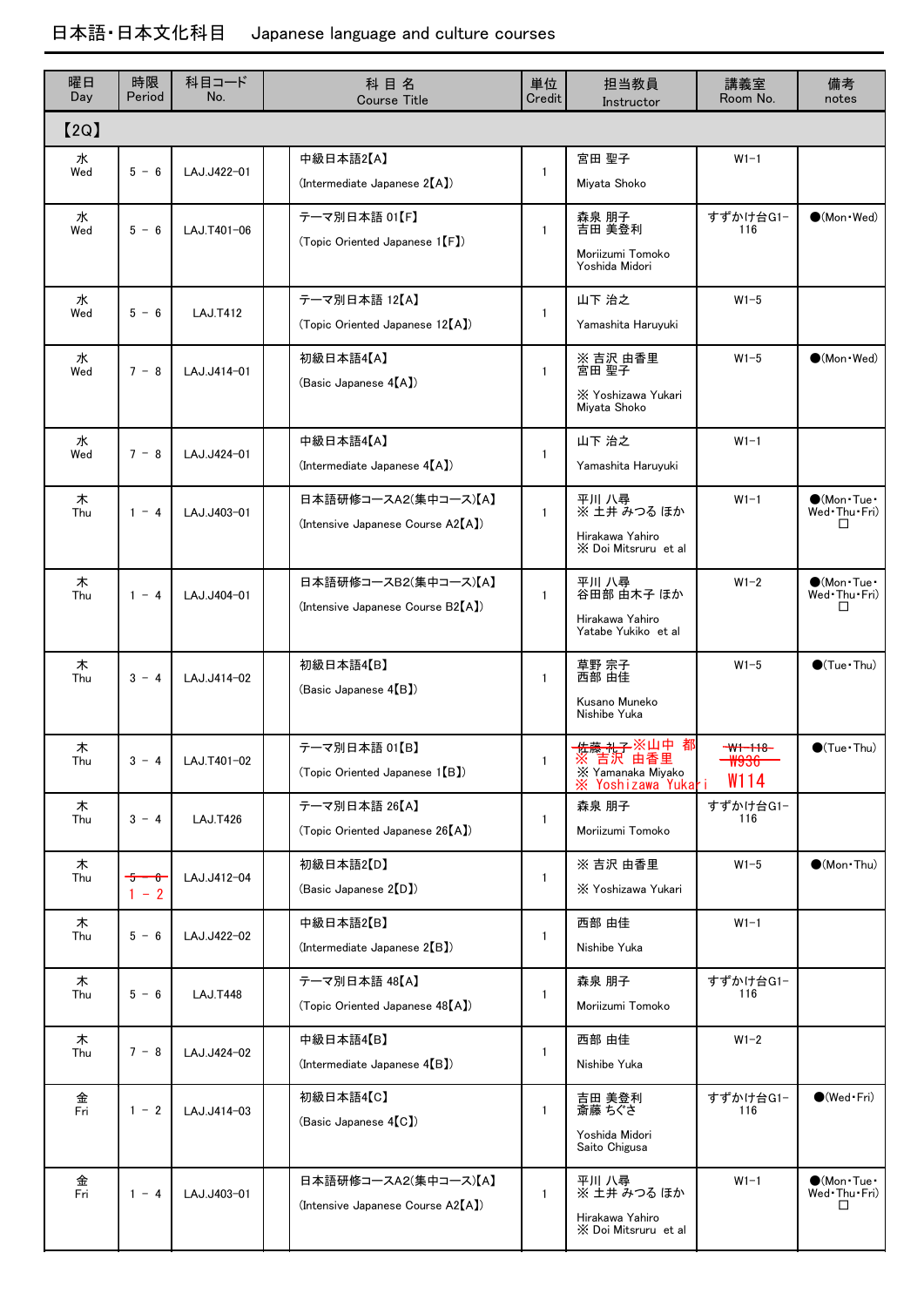# 日本語･日本文化科目　Japanese language and culture courses

| 曜日 Day | 時限 Period | 科目コード No. | | 科 目 名 Course Title | 単位 Credit | 担当教員 Instructor | 講義室 Room No. | 備考 notes |
|---|---|---|---|---|---|---|---|---|
| 【2Q】 | | | | | | | | |
| 水 Wed | 5 － 6 | LAJ.J422-01 | | 中級日本語2【A】 (Intermediate Japanese 2【A】) | 1 | 宮田 聖子 Miyata Shoko | W1-1 | |
| 水 Wed | 5 － 6 | LAJ.T401-06 | | テーマ別日本語 01【F】 (Topic Oriented Japanese 1【F】) | 1 | 森泉 朋子 吉田 美登利 Moriizumi Tomoko Yoshida Midori | すずかけ台G1-116 | ●(Mon･Wed) |
| 水 Wed | 5 － 6 | LAJ.T412 | | テーマ別日本語 12【A】 (Topic Oriented Japanese 12【A】) | 1 | 山下 治之 Yamashita Haruyuki | W1-5 | |
| 水 Wed | 7 － 8 | LAJ.J414-01 | | 初級日本語4【A】 (Basic Japanese 4【A】) | 1 | ※ 吉沢 由香里 宮田 聖子 ※ Yoshizawa Yukari Miyata Shoko | W1-5 | ●(Mon･Wed) |
| 水 Wed | 7 － 8 | LAJ.J424-01 | | 中級日本語4【A】 (Intermediate Japanese 4【A】) | 1 | 山下 治之 Yamashita Haruyuki | W1-1 | |
| 木 Thu | 1 － 4 | LAJ.J403-01 | | 日本語研修コースA2(集中コース)【A】 (Intensive Japanese Course A2【A】) | 1 | 平川 八尋 ※ 土井 みつる ほか Hirakawa Yahiro ※ Doi Mitsuru et al | W1-1 | ●(Mon･Tue･Wed･Thu･Fri) □ |
| 木 Thu | 1 － 4 | LAJ.J404-01 | | 日本語研修コースB2(集中コース)【A】 (Intensive Japanese Course B2【A】) | 1 | 平川 八尋 谷田部 由木子 ほか Hirakawa Yahiro Yatabe Yukiko et al | W1-2 | ●(Mon･Tue･Wed･Thu･Fri) □ |
| 木 Thu | 3 － 4 | LAJ.J414-02 | | 初級日本語4【B】 (Basic Japanese 4【B】) | 1 | 草野 宗子 西部 由佳 Kusano Muneko Nishibe Yuka | W1-5 | ●(Tue･Thu) |
| 木 Thu | 3 － 4 | LAJ.T401-02 | | テーマ別日本語 01【B】 (Topic Oriented Japanese 1【B】) | 1 | ~~佐藤 礼子~~ ※山中 都 ※ 吉沢 由香里 ※ Yamanaka Miyako ※ Yoshizawa Yukari | ~~W1-118~~ ~~W936~~ W114 | ●(Tue･Thu) |
| 木 Thu | 3 － 4 | LAJ.T426 | | テーマ別日本語 26【A】 (Topic Oriented Japanese 26【A】) | 1 | 森泉 朋子 Moriizumi Tomoko | すずかけ台G1-116 | |
| 木 Thu | ~~5 － 6~~ 1 － 2 | LAJ.J412-04 | | 初級日本語2【D】 (Basic Japanese 2【D】) | 1 | ※ 吉沢 由香里 ※ Yoshizawa Yukari | W1-5 | ●(Mon･Thu) |
| 木 Thu | 5 － 6 | LAJ.J422-02 | | 中級日本語2【B】 (Intermediate Japanese 2【B】) | 1 | 西部 由佳 Nishibe Yuka | W1-1 | |
| 木 Thu | 5 － 6 | LAJ.T448 | | テーマ別日本語 48【A】 (Topic Oriented Japanese 48【A】) | 1 | 森泉 朋子 Moriizumi Tomoko | すずかけ台G1-116 | |
| 木 Thu | 7 － 8 | LAJ.J424-02 | | 中級日本語4【B】 (Intermediate Japanese 4【B】) | 1 | 西部 由佳 Nishibe Yuka | W1-2 | |
| 金 Fri | 1 － 2 | LAJ.J414-03 | | 初級日本語4【C】 (Basic Japanese 4【C】) | 1 | 吉田 美登利 斎藤 ちぐさ Yoshida Midori Saito Chigusa | すずかけ台G1-116 | ●(Wed･Fri) |
| 金 Fri | 1 － 4 | LAJ.J403-01 | | 日本語研修コースA2(集中コース)【A】 (Intensive Japanese Course A2【A】) | 1 | 平川 八尋 ※ 土井 みつる ほか Hirakawa Yahiro ※ Doi Mitsuru et al | W1-1 | ●(Mon･Tue･Wed･Thu･Fri) □ |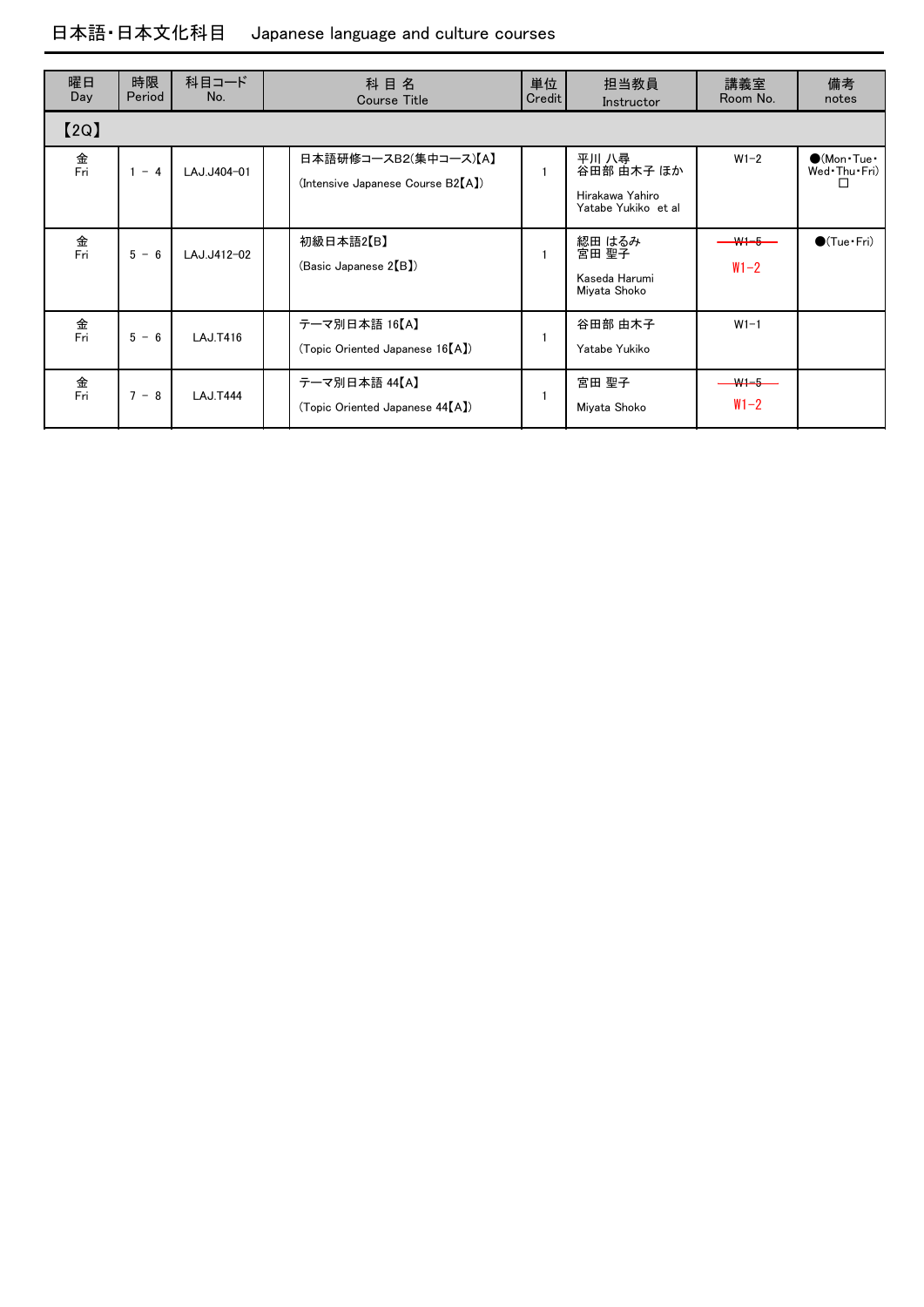## 日本語・日本文化科目　Japanese language and culture courses

| 曜日 Day | 時限 Period | 科目コード No. | 科 目 名 Course Title | 単位 Credit | 担当教員 Instructor | 講義室 Room No. | 備考 notes |
|---|---|---|---|---|---|---|---|
| 【2Q】 | | | | | | | |
| 金 Fri | 1 － 4 | LAJ.J404-01 | 日本語研修コースB2(集中コース)【A】 (Intensive Japanese Course B2【A】) | 1 | 平川 八尋 谷田部 由木子 ほか Hirakawa Yahiro Yatabe Yukiko et al | W1-2 | ●(Mon・Tue・Wed・Thu・Fri) □ |
| 金 Fri | 5 － 6 | LAJ.J412-02 | 初級日本語2【B】 (Basic Japanese 2【B】) | 1 | 綛田 はるみ 宮田 聖子 Kaseda Harumi Miyata Shoko | ~~W1-5~~ W1-2 | ●(Tue・Fri) |
| 金 Fri | 5 － 6 | LAJ.T416 | テーマ別日本語 16【A】 (Topic Oriented Japanese 16【A】) | 1 | 谷田部 由木子 Yatabe Yukiko | W1-1 | |
| 金 Fri | 7 － 8 | LAJ.T444 | テーマ別日本語 44【A】 (Topic Oriented Japanese 44【A】) | 1 | 宮田 聖子 Miyata Shoko | ~~W1-5~~ W1-2 | |